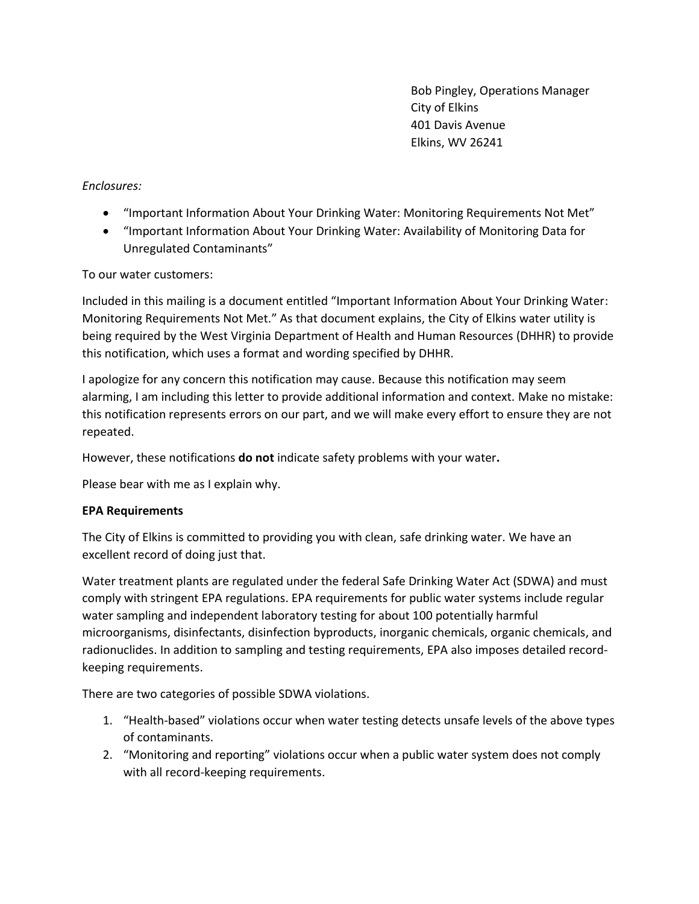Bob Pingley, Operations Manager
City of Elkins
401 Davis Avenue
Elkins, WV 26241

*Enclosures:*

- "Important Information About Your Drinking Water: Monitoring Requirements Not Met"
- "Important Information About Your Drinking Water: Availability of Monitoring Data for Unregulated Contaminants"

To our water customers:

Included in this mailing is a document entitled "Important Information About Your Drinking Water: Monitoring Requirements Not Met." As that document explains, the City of Elkins water utility is being required by the West Virginia Department of Health and Human Resources (DHHR) to provide this notification, which uses a format and wording specified by DHHR.

I apologize for any concern this notification may cause. Because this notification may seem alarming, I am including this letter to provide additional information and context. Make no mistake: this notification represents errors on our part, and we will make every effort to ensure they are not repeated.

However, these notifications **do not** indicate safety problems with your water**.**

Please bear with me as I explain why.

**EPA Requirements**

The City of Elkins is committed to providing you with clean, safe drinking water. We have an excellent record of doing just that.

Water treatment plants are regulated under the federal Safe Drinking Water Act (SDWA) and must comply with stringent EPA regulations. EPA requirements for public water systems include regular water sampling and independent laboratory testing for about 100 potentially harmful microorganisms, disinfectants, disinfection byproducts, inorganic chemicals, organic chemicals, and radionuclides. In addition to sampling and testing requirements, EPA also imposes detailed record-keeping requirements.

There are two categories of possible SDWA violations.

1. "Health-based" violations occur when water testing detects unsafe levels of the above types of contaminants.
2. "Monitoring and reporting" violations occur when a public water system does not comply with all record-keeping requirements.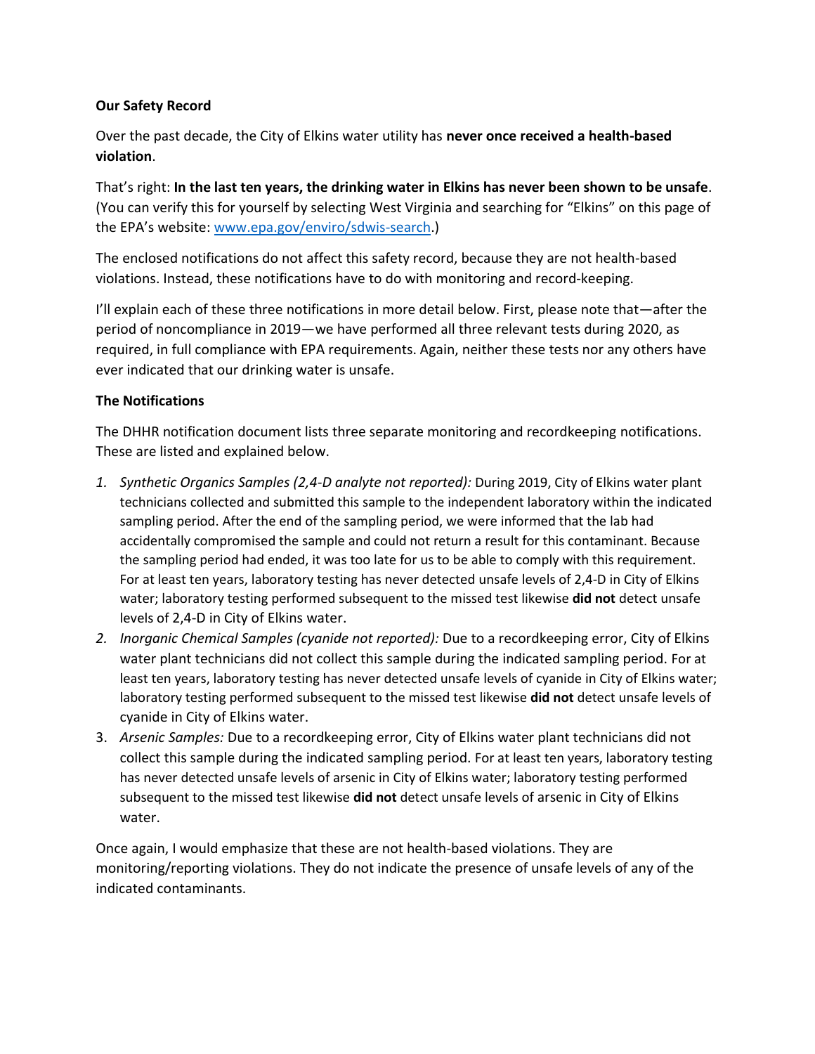**Our Safety Record**

Over the past decade, the City of Elkins water utility has **never once received a health-based violation**.

That's right: **In the last ten years, the drinking water in Elkins has never been shown to be unsafe**. (You can verify this for yourself by selecting West Virginia and searching for "Elkins" on this page of the EPA's website: [www.epa.gov/enviro/sdwis-search](www.epa.gov/enviro/sdwis-search).)

The enclosed notifications do not affect this safety record, because they are not health-based violations. Instead, these notifications have to do with monitoring and record-keeping.

I'll explain each of these three notifications in more detail below. First, please note that—after the period of noncompliance in 2019—we have performed all three relevant tests during 2020, as required, in full compliance with EPA requirements. Again, neither these tests nor any others have ever indicated that our drinking water is unsafe.

**The Notifications**

The DHHR notification document lists three separate monitoring and recordkeeping notifications. These are listed and explained below.

1. *Synthetic Organics Samples (2,4-D analyte not reported):* During 2019, City of Elkins water plant technicians collected and submitted this sample to the independent laboratory within the indicated sampling period. After the end of the sampling period, we were informed that the lab had accidentally compromised the sample and could not return a result for this contaminant. Because the sampling period had ended, it was too late for us to be able to comply with this requirement. For at least ten years, laboratory testing has never detected unsafe levels of 2,4-D in City of Elkins water; laboratory testing performed subsequent to the missed test likewise **did not** detect unsafe levels of 2,4-D in City of Elkins water.
2. *Inorganic Chemical Samples (cyanide not reported):* Due to a recordkeeping error, City of Elkins water plant technicians did not collect this sample during the indicated sampling period. For at least ten years, laboratory testing has never detected unsafe levels of cyanide in City of Elkins water; laboratory testing performed subsequent to the missed test likewise **did not** detect unsafe levels of cyanide in City of Elkins water.
3. *Arsenic Samples:* Due to a recordkeeping error, City of Elkins water plant technicians did not collect this sample during the indicated sampling period. For at least ten years, laboratory testing has never detected unsafe levels of arsenic in City of Elkins water; laboratory testing performed subsequent to the missed test likewise **did not** detect unsafe levels of arsenic in City of Elkins water.

Once again, I would emphasize that these are not health-based violations. They are monitoring/reporting violations. They do not indicate the presence of unsafe levels of any of the indicated contaminants.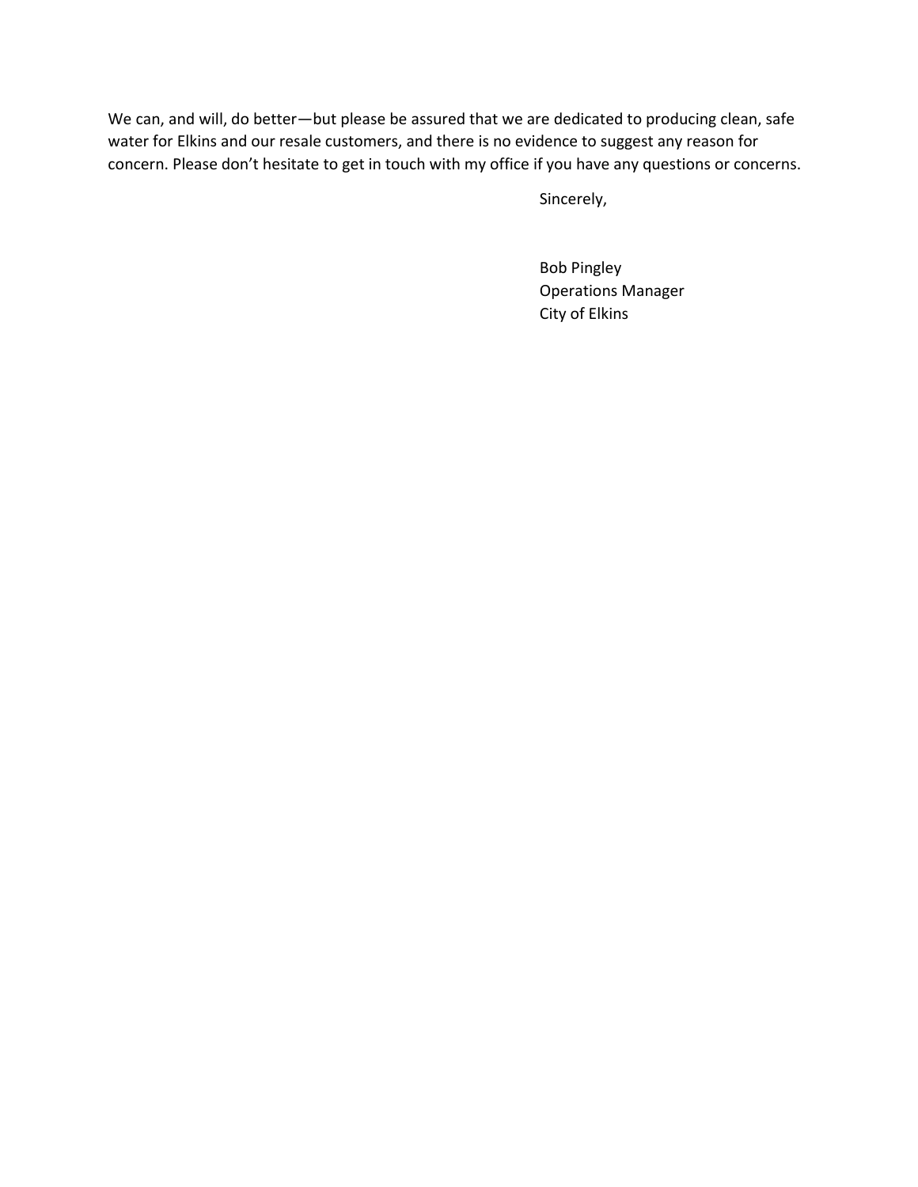We can, and will, do better—but please be assured that we are dedicated to producing clean, safe water for Elkins and our resale customers, and there is no evidence to suggest any reason for concern. Please don't hesitate to get in touch with my office if you have any questions or concerns.

Sincerely,

Bob Pingley
Operations Manager
City of Elkins